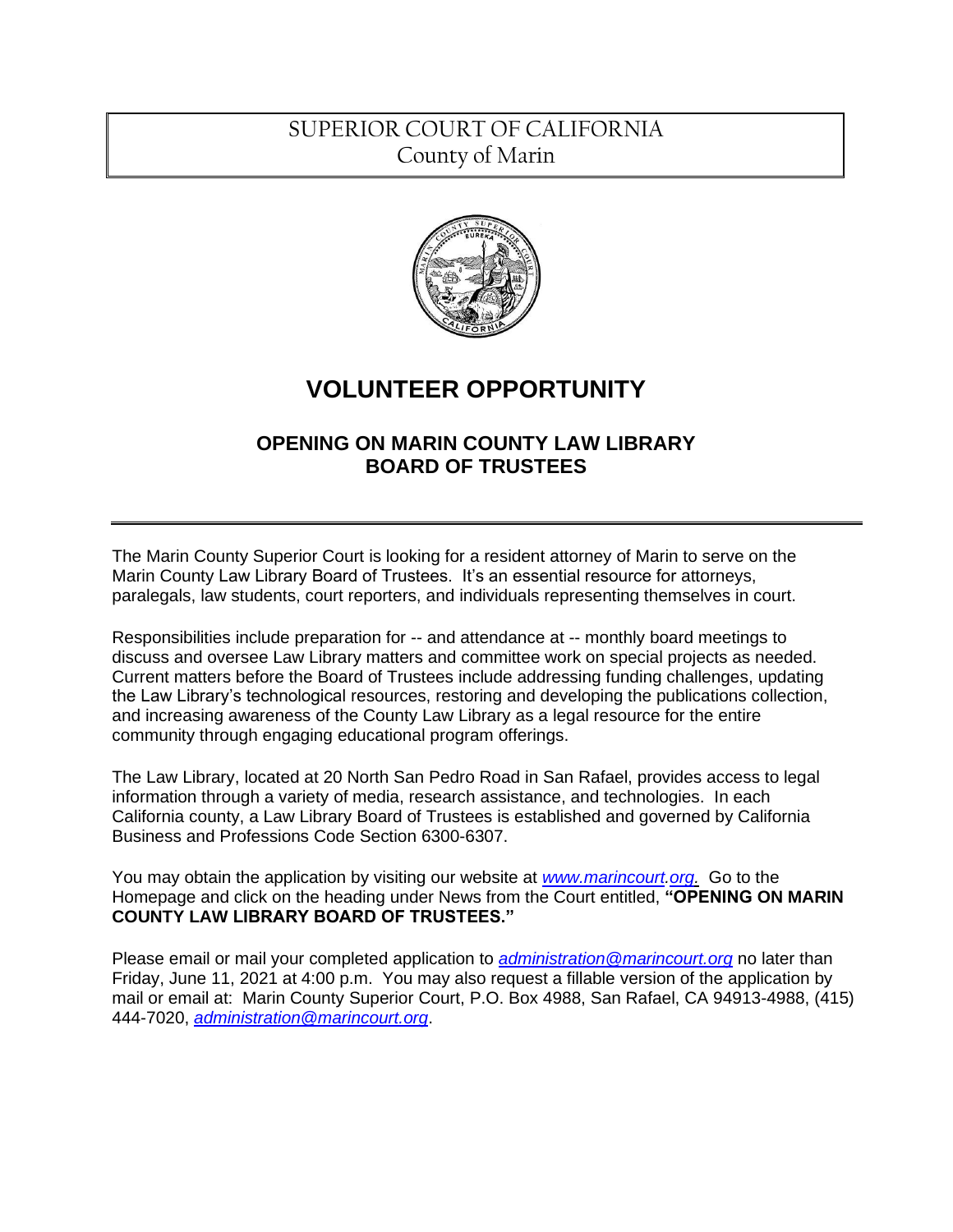SUPERIOR COURT OF CALIFORNIA
County of Marin

# VOLUNTEER OPPORTUNITY

## OPENING ON MARIN COUNTY LAW LIBRARY BOARD OF TRUSTEES

The Marin County Superior Court is looking for a resident attorney of Marin to serve on the Marin County Law Library Board of Trustees. It's an essential resource for attorneys, paralegals, law students, court reporters, and individuals representing themselves in court.

Responsibilities include preparation for -- and attendance at -- monthly board meetings to discuss and oversee Law Library matters and committee work on special projects as needed. Current matters before the Board of Trustees include addressing funding challenges, updating the Law Library's technological resources, restoring and developing the publications collection, and increasing awareness of the County Law Library as a legal resource for the entire community through engaging educational program offerings.

The Law Library, located at 20 North San Pedro Road in San Rafael, provides access to legal information through a variety of media, research assistance, and technologies. In each California county, a Law Library Board of Trustees is established and governed by California Business and Professions Code Section 6300-6307.

You may obtain the application by visiting our website at *www.marincourt.org.* Go to the Homepage and click on the heading under News from the Court entitled, **"OPENING ON MARIN COUNTY LAW LIBRARY BOARD OF TRUSTEES."**

Please email or mail your completed application to *administration@marincourt.org* no later than Friday, June 11, 2021 at 4:00 p.m. You may also request a fillable version of the application by mail or email at: Marin County Superior Court, P.O. Box 4988, San Rafael, CA 94913-4988, (415) 444-7020, *administration@marincourt.org*.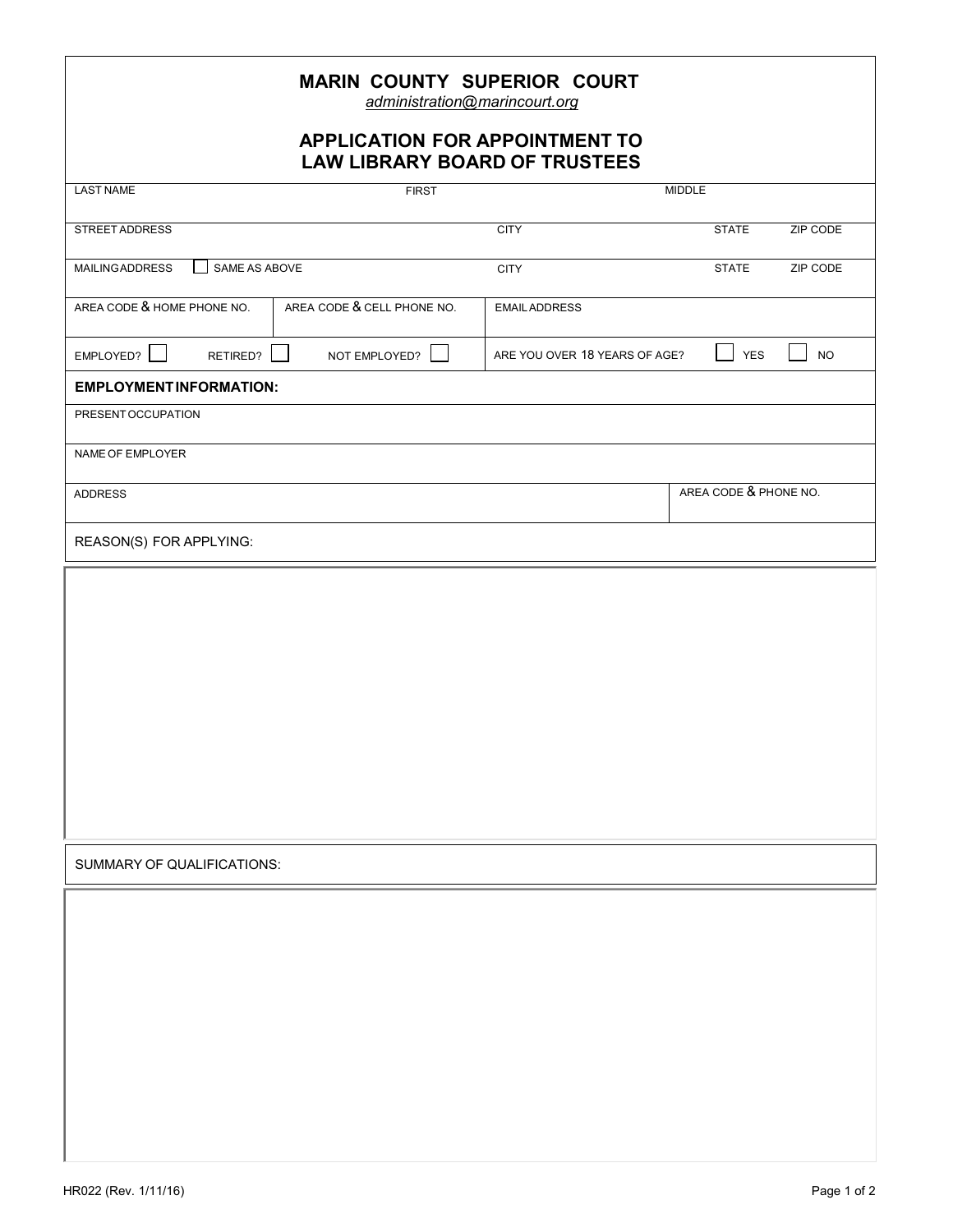# MARIN COUNTY SUPERIOR COURT

*administration@marincourt.org*

## APPLICATION FOR APPOINTMENT TO LAW LIBRARY BOARD OF TRUSTEES

| LAST NAME | FIRST | MIDDLE | | |
|---|---|---|---|---|
| STREET ADDRESS | | CITY | STATE | ZIP CODE |
| MAILING ADDRESS ☐ SAME AS ABOVE | | CITY | STATE | ZIP CODE |
| AREA CODE & HOME PHONE NO. | AREA CODE & CELL PHONE NO. | EMAIL ADDRESS | | |
| EMPLOYED? ☐ RETIRED? ☐ | NOT EMPLOYED? ☐ | ARE YOU OVER 18 YEARS OF AGE? | ☐ YES | ☐ NO |

**EMPLOYMENT INFORMATION:**

| PRESENT OCCUPATION | |
|---|---|
| NAME OF EMPLOYER | |
| ADDRESS | AREA CODE & PHONE NO. |

REASON(S) FOR APPLYING:

SUMMARY OF QUALIFICATIONS:

HR022 (Rev. 1/11/16)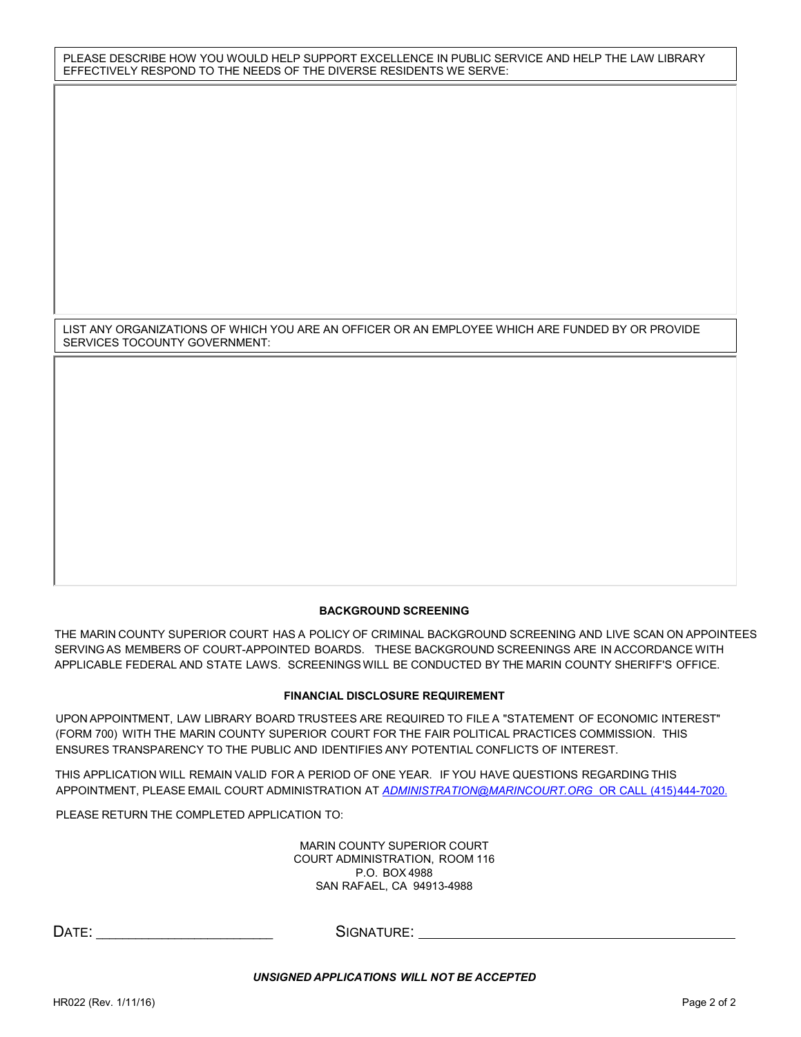PLEASE DESCRIBE HOW YOU WOULD HELP SUPPORT EXCELLENCE IN PUBLIC SERVICE AND HELP THE LAW LIBRARY EFFECTIVELY RESPOND TO THE NEEDS OF THE DIVERSE RESIDENTS WE SERVE:

LIST ANY ORGANIZATIONS OF WHICH YOU ARE AN OFFICER OR AN EMPLOYEE WHICH ARE FUNDED BY OR PROVIDE SERVICES TOCOUNTY GOVERNMENT:

**BACKGROUND SCREENING**

THE MARIN COUNTY SUPERIOR COURT HAS A POLICY OF CRIMINAL BACKGROUND SCREENING AND LIVE SCAN ON APPOINTEES SERVING AS MEMBERS OF COURT-APPOINTED BOARDS. THESE BACKGROUND SCREENINGS ARE IN ACCORDANCE WITH APPLICABLE FEDERAL AND STATE LAWS. SCREENINGS WILL BE CONDUCTED BY THE MARIN COUNTY SHERIFF'S OFFICE.

**FINANCIAL DISCLOSURE REQUIREMENT**

UPON APPOINTMENT, LAW LIBRARY BOARD TRUSTEES ARE REQUIRED TO FILE A "STATEMENT OF ECONOMIC INTEREST" (FORM 700) WITH THE MARIN COUNTY SUPERIOR COURT FOR THE FAIR POLITICAL PRACTICES COMMISSION. THIS ENSURES TRANSPARENCY TO THE PUBLIC AND IDENTIFIES ANY POTENTIAL CONFLICTS OF INTEREST.

THIS APPLICATION WILL REMAIN VALID FOR A PERIOD OF ONE YEAR. IF YOU HAVE QUESTIONS REGARDING THIS APPOINTMENT, PLEASE EMAIL COURT ADMINISTRATION AT *ADMINISTRATION@MARINCOURT.ORG* OR CALL (415)444-7020.

PLEASE RETURN THE COMPLETED APPLICATION TO:

MARIN COUNTY SUPERIOR COURT
COURT ADMINISTRATION, ROOM 116
P.O. BOX 4988
SAN RAFAEL, CA 94913-4988

DATE: ______________________ SIGNATURE: ________________________________________

***UNSIGNED APPLICATIONS WILL NOT BE ACCEPTED***

HR022 (Rev. 1/11/16)